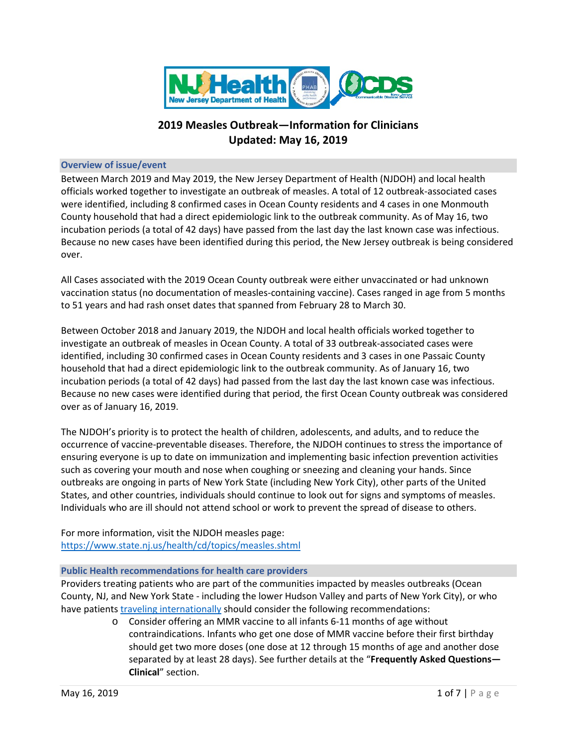# 2019 Measles Outbreak—Information for Clinicians
## Updated: May 16, 2019

### Overview of issue/event

Between March 2019 and May 2019, the New Jersey Department of Health (NJDOH) and local health officials worked together to investigate an outbreak of measles. A total of 12 outbreak-associated cases were identified, including 8 confirmed cases in Ocean County residents and 4 cases in one Monmouth County household that had a direct epidemiologic link to the outbreak community. As of May 16, two incubation periods (a total of 42 days) have passed from the last day the last known case was infectious. Because no new cases have been identified during this period, the New Jersey outbreak is being considered over.

All Cases associated with the 2019 Ocean County outbreak were either unvaccinated or had unknown vaccination status (no documentation of measles-containing vaccine). Cases ranged in age from 5 months to 51 years and had rash onset dates that spanned from February 28 to March 30.

Between October 2018 and January 2019, the NJDOH and local health officials worked together to investigate an outbreak of measles in Ocean County. A total of 33 outbreak-associated cases were identified, including 30 confirmed cases in Ocean County residents and 3 cases in one Passaic County household that had a direct epidemiologic link to the outbreak community. As of January 16, two incubation periods (a total of 42 days) had passed from the last day the last known case was infectious. Because no new cases were identified during that period, the first Ocean County outbreak was considered over as of January 16, 2019.

The NJDOH's priority is to protect the health of children, adolescents, and adults, and to reduce the occurrence of vaccine-preventable diseases. Therefore, the NJDOH continues to stress the importance of ensuring everyone is up to date on immunization and implementing basic infection prevention activities such as covering your mouth and nose when coughing or sneezing and cleaning your hands. Since outbreaks are ongoing in parts of New York State (including New York City), other parts of the United States, and other countries, individuals should continue to look out for signs and symptoms of measles. Individuals who are ill should not attend school or work to prevent the spread of disease to others.

For more information, visit the NJDOH measles page:
https://www.state.nj.us/health/cd/topics/measles.shtml

### Public Health recommendations for health care providers

Providers treating patients who are part of the communities impacted by measles outbreaks (Ocean County, NJ, and New York State - including the lower Hudson Valley and parts of New York City), or who have patients traveling internationally should consider the following recommendations:

- Consider offering an MMR vaccine to all infants 6-11 months of age without contraindications. Infants who get one dose of MMR vaccine before their first birthday should get two more doses (one dose at 12 through 15 months of age and another dose separated by at least 28 days). See further details at the "**Frequently Asked Questions—Clinical**" section.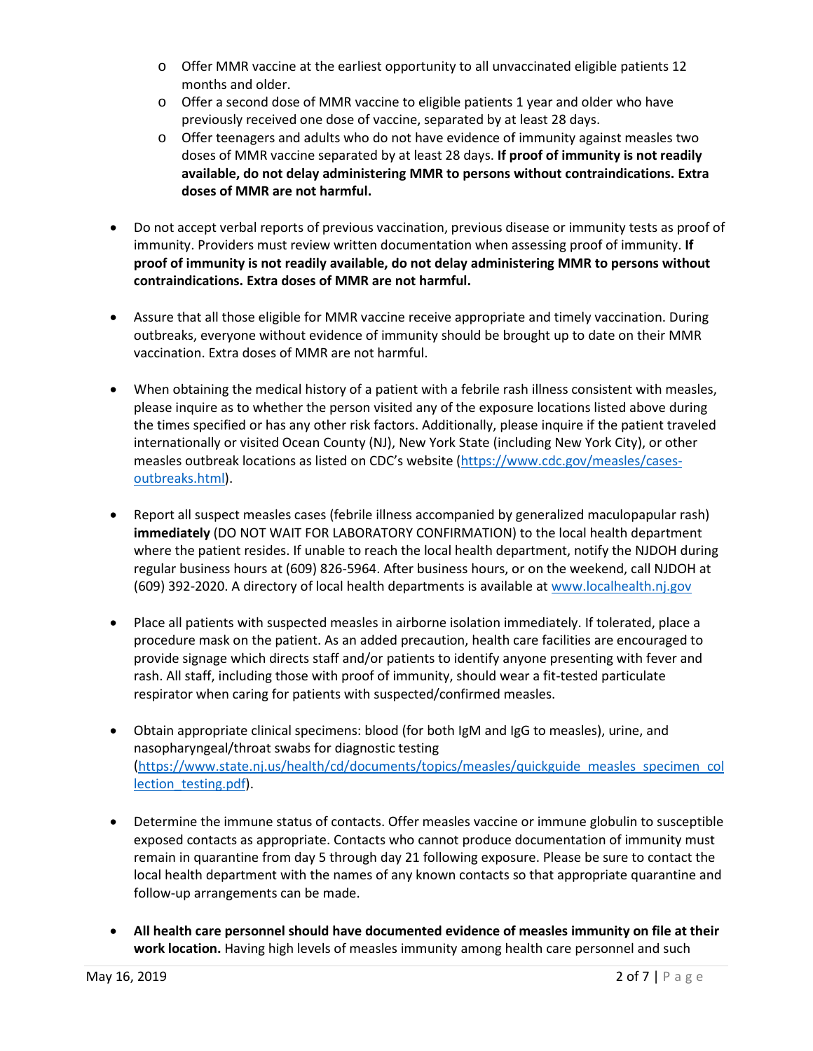- Offer MMR vaccine at the earliest opportunity to all unvaccinated eligible patients 12 months and older.
  - Offer a second dose of MMR vaccine to eligible patients 1 year and older who have previously received one dose of vaccine, separated by at least 28 days.
  - Offer teenagers and adults who do not have evidence of immunity against measles two doses of MMR vaccine separated by at least 28 days. **If proof of immunity is not readily available, do not delay administering MMR to persons without contraindications. Extra doses of MMR are not harmful.**

- Do not accept verbal reports of previous vaccination, previous disease or immunity tests as proof of immunity. Providers must review written documentation when assessing proof of immunity. **If proof of immunity is not readily available, do not delay administering MMR to persons without contraindications. Extra doses of MMR are not harmful.**

- Assure that all those eligible for MMR vaccine receive appropriate and timely vaccination. During outbreaks, everyone without evidence of immunity should be brought up to date on their MMR vaccination. Extra doses of MMR are not harmful.

- When obtaining the medical history of a patient with a febrile rash illness consistent with measles, please inquire as to whether the person visited any of the exposure locations listed above during the times specified or has any other risk factors. Additionally, please inquire if the patient traveled internationally or visited Ocean County (NJ), New York State (including New York City), or other measles outbreak locations as listed on CDC's website (https://www.cdc.gov/measles/cases-outbreaks.html).

- Report all suspect measles cases (febrile illness accompanied by generalized maculopapular rash) **immediately** (DO NOT WAIT FOR LABORATORY CONFIRMATION) to the local health department where the patient resides. If unable to reach the local health department, notify the NJDOH during regular business hours at (609) 826-5964. After business hours, or on the weekend, call NJDOH at (609) 392-2020. A directory of local health departments is available at www.localhealth.nj.gov

- Place all patients with suspected measles in airborne isolation immediately. If tolerated, place a procedure mask on the patient. As an added precaution, health care facilities are encouraged to provide signage which directs staff and/or patients to identify anyone presenting with fever and rash. All staff, including those with proof of immunity, should wear a fit-tested particulate respirator when caring for patients with suspected/confirmed measles.

- Obtain appropriate clinical specimens: blood (for both IgM and IgG to measles), urine, and nasopharyngeal/throat swabs for diagnostic testing (https://www.state.nj.us/health/cd/documents/topics/measles/quickguide_measles_specimen_collection_testing.pdf).

- Determine the immune status of contacts. Offer measles vaccine or immune globulin to susceptible exposed contacts as appropriate. Contacts who cannot produce documentation of immunity must remain in quarantine from day 5 through day 21 following exposure. Please be sure to contact the local health department with the names of any known contacts so that appropriate quarantine and follow-up arrangements can be made.

- **All health care personnel should have documented evidence of measles immunity on file at their work location.** Having high levels of measles immunity among health care personnel and such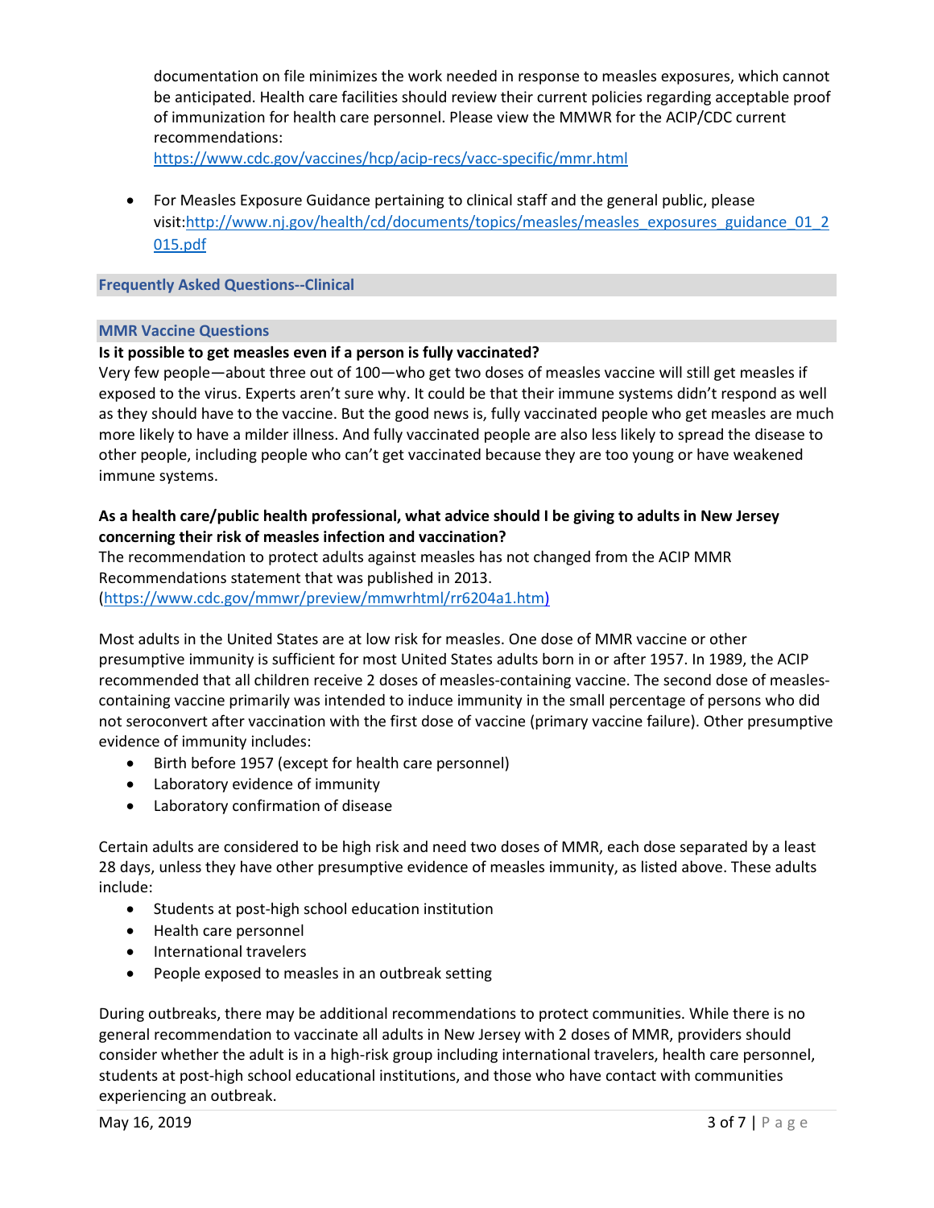documentation on file minimizes the work needed in response to measles exposures, which cannot be anticipated. Health care facilities should review their current policies regarding acceptable proof of immunization for health care personnel. Please view the MMWR for the ACIP/CDC current recommendations: https://www.cdc.gov/vaccines/hcp/acip-recs/vacc-specific/mmr.html

- For Measles Exposure Guidance pertaining to clinical staff and the general public, please visit: http://www.nj.gov/health/cd/documents/topics/measles/measles_exposures_guidance_01_2015.pdf

## Frequently Asked Questions--Clinical

### MMR Vaccine Questions

**Is it possible to get measles even if a person is fully vaccinated?**

Very few people—about three out of 100—who get two doses of measles vaccine will still get measles if exposed to the virus. Experts aren't sure why. It could be that their immune systems didn't respond as well as they should have to the vaccine. But the good news is, fully vaccinated people who get measles are much more likely to have a milder illness. And fully vaccinated people are also less likely to spread the disease to other people, including people who can't get vaccinated because they are too young or have weakened immune systems.

**As a health care/public health professional, what advice should I be giving to adults in New Jersey concerning their risk of measles infection and vaccination?**

The recommendation to protect adults against measles has not changed from the ACIP MMR Recommendations statement that was published in 2013. (https://www.cdc.gov/mmwr/preview/mmwrhtml/rr6204a1.htm)

Most adults in the United States are at low risk for measles. One dose of MMR vaccine or other presumptive immunity is sufficient for most United States adults born in or after 1957. In 1989, the ACIP recommended that all children receive 2 doses of measles-containing vaccine. The second dose of measles-containing vaccine primarily was intended to induce immunity in the small percentage of persons who did not seroconvert after vaccination with the first dose of vaccine (primary vaccine failure). Other presumptive evidence of immunity includes:

- Birth before 1957 (except for health care personnel)
- Laboratory evidence of immunity
- Laboratory confirmation of disease

Certain adults are considered to be high risk and need two doses of MMR, each dose separated by a least 28 days, unless they have other presumptive evidence of measles immunity, as listed above. These adults include:

- Students at post-high school education institution
- Health care personnel
- International travelers
- People exposed to measles in an outbreak setting

During outbreaks, there may be additional recommendations to protect communities. While there is no general recommendation to vaccinate all adults in New Jersey with 2 doses of MMR, providers should consider whether the adult is in a high-risk group including international travelers, health care personnel, students at post-high school educational institutions, and those who have contact with communities experiencing an outbreak.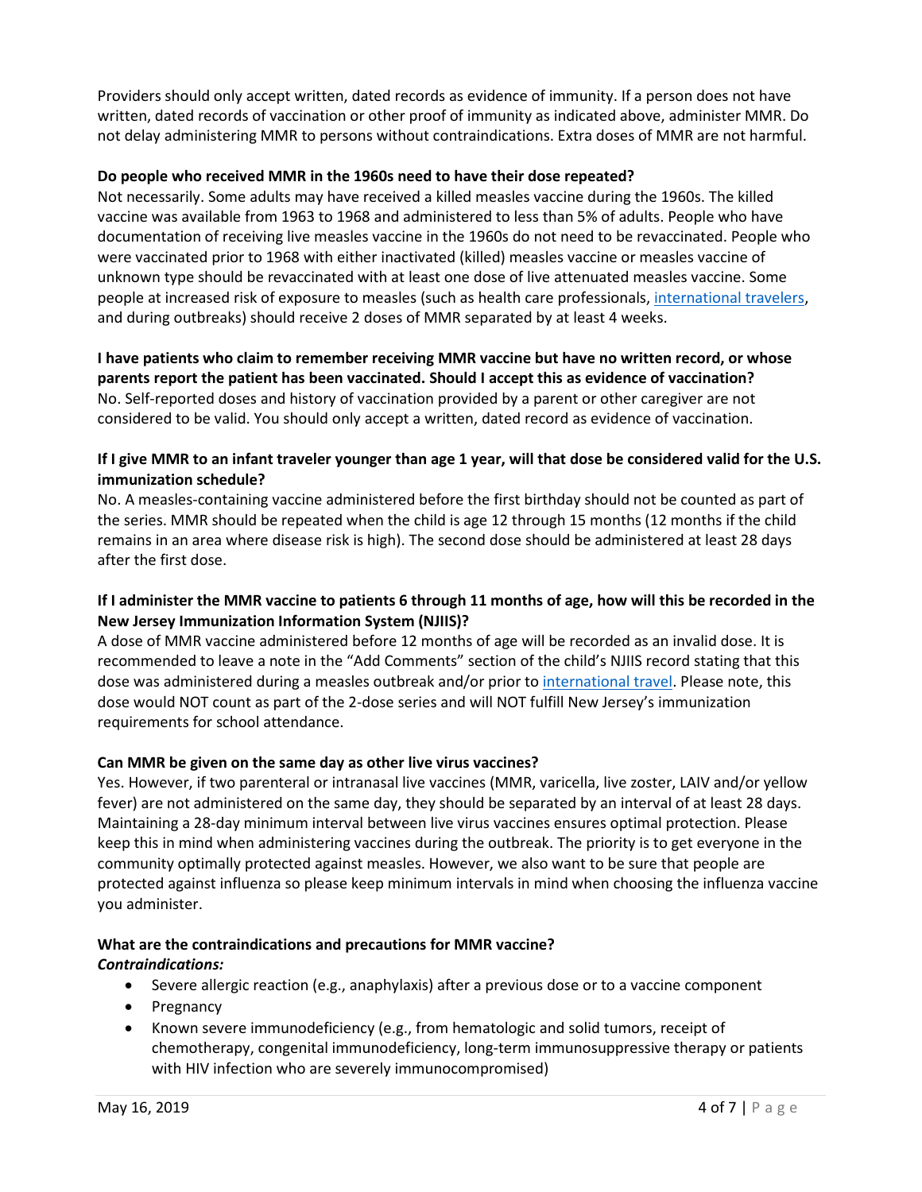Providers should only accept written, dated records as evidence of immunity. If a person does not have written, dated records of vaccination or other proof of immunity as indicated above, administer MMR. Do not delay administering MMR to persons without contraindications. Extra doses of MMR are not harmful.

**Do people who received MMR in the 1960s need to have their dose repeated?**

Not necessarily. Some adults may have received a killed measles vaccine during the 1960s. The killed vaccine was available from 1963 to 1968 and administered to less than 5% of adults. People who have documentation of receiving live measles vaccine in the 1960s do not need to be revaccinated. People who were vaccinated prior to 1968 with either inactivated (killed) measles vaccine or measles vaccine of unknown type should be revaccinated with at least one dose of live attenuated measles vaccine. Some people at increased risk of exposure to measles (such as health care professionals, international travelers, and during outbreaks) should receive 2 doses of MMR separated by at least 4 weeks.

**I have patients who claim to remember receiving MMR vaccine but have no written record, or whose parents report the patient has been vaccinated. Should I accept this as evidence of vaccination?**

No. Self-reported doses and history of vaccination provided by a parent or other caregiver are not considered to be valid. You should only accept a written, dated record as evidence of vaccination.

**If I give MMR to an infant traveler younger than age 1 year, will that dose be considered valid for the U.S. immunization schedule?**

No. A measles-containing vaccine administered before the first birthday should not be counted as part of the series. MMR should be repeated when the child is age 12 through 15 months (12 months if the child remains in an area where disease risk is high). The second dose should be administered at least 28 days after the first dose.

**If I administer the MMR vaccine to patients 6 through 11 months of age, how will this be recorded in the New Jersey Immunization Information System (NJIIS)?**

A dose of MMR vaccine administered before 12 months of age will be recorded as an invalid dose. It is recommended to leave a note in the "Add Comments" section of the child's NJIIS record stating that this dose was administered during a measles outbreak and/or prior to international travel. Please note, this dose would NOT count as part of the 2-dose series and will NOT fulfill New Jersey's immunization requirements for school attendance.

**Can MMR be given on the same day as other live virus vaccines?**

Yes. However, if two parenteral or intranasal live vaccines (MMR, varicella, live zoster, LAIV and/or yellow fever) are not administered on the same day, they should be separated by an interval of at least 28 days. Maintaining a 28-day minimum interval between live virus vaccines ensures optimal protection. Please keep this in mind when administering vaccines during the outbreak. The priority is to get everyone in the community optimally protected against measles. However, we also want to be sure that people are protected against influenza so please keep minimum intervals in mind when choosing the influenza vaccine you administer.

**What are the contraindications and precautions for MMR vaccine?**

***Contraindications:***

- Severe allergic reaction (e.g., anaphylaxis) after a previous dose or to a vaccine component
- Pregnancy
- Known severe immunodeficiency (e.g., from hematologic and solid tumors, receipt of chemotherapy, congenital immunodeficiency, long-term immunosuppressive therapy or patients with HIV infection who are severely immunocompromised)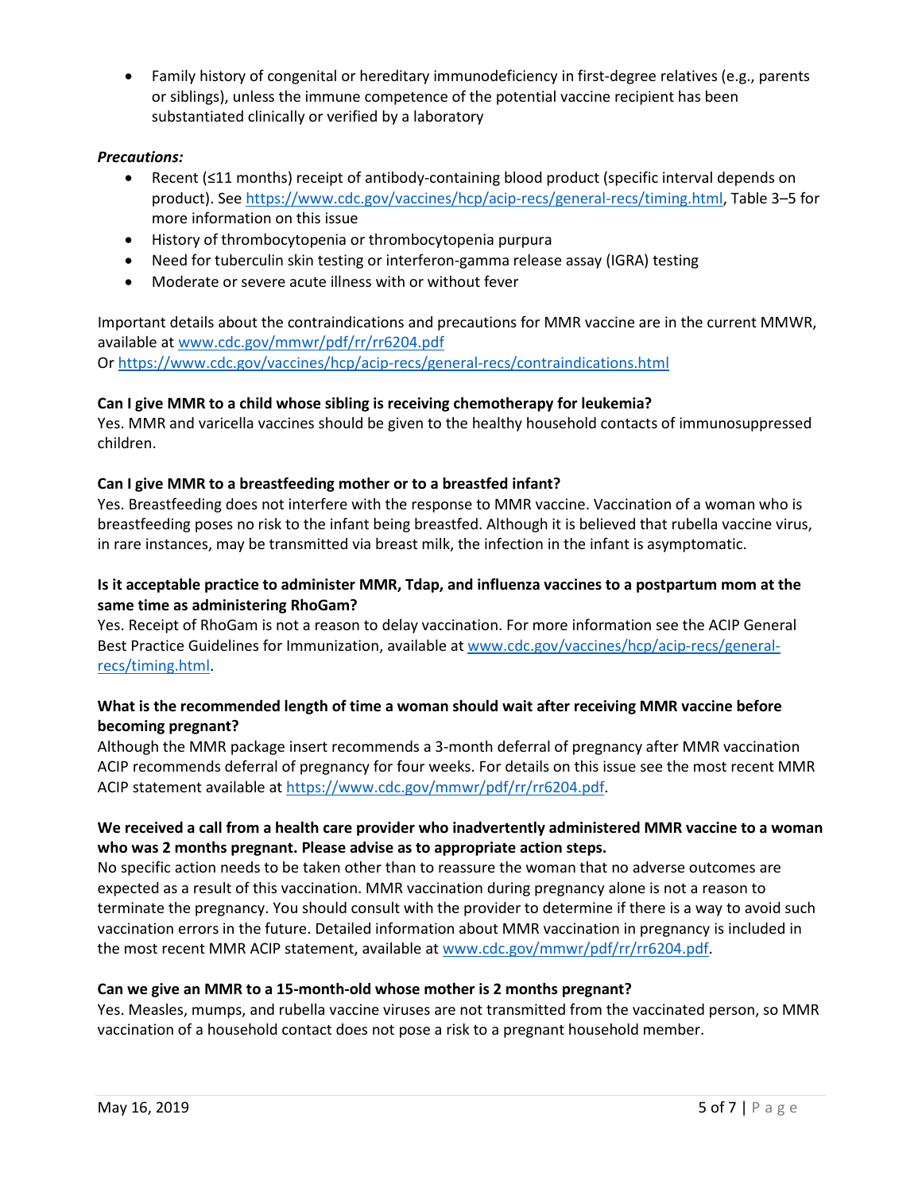- Family history of congenital or hereditary immunodeficiency in first-degree relatives (e.g., parents or siblings), unless the immune competence of the potential vaccine recipient has been substantiated clinically or verified by a laboratory

***Precautions:***

- Recent (≤11 months) receipt of antibody-containing blood product (specific interval depends on product). See https://www.cdc.gov/vaccines/hcp/acip-recs/general-recs/timing.html, Table 3–5 for more information on this issue
- History of thrombocytopenia or thrombocytopenia purpura
- Need for tuberculin skin testing or interferon-gamma release assay (IGRA) testing
- Moderate or severe acute illness with or without fever

Important details about the contraindications and precautions for MMR vaccine are in the current MMWR, available at www.cdc.gov/mmwr/pdf/rr/rr6204.pdf
Or https://www.cdc.gov/vaccines/hcp/acip-recs/general-recs/contraindications.html

**Can I give MMR to a child whose sibling is receiving chemotherapy for leukemia?**
Yes. MMR and varicella vaccines should be given to the healthy household contacts of immunosuppressed children.

**Can I give MMR to a breastfeeding mother or to a breastfed infant?**
Yes. Breastfeeding does not interfere with the response to MMR vaccine. Vaccination of a woman who is breastfeeding poses no risk to the infant being breastfed. Although it is believed that rubella vaccine virus, in rare instances, may be transmitted via breast milk, the infection in the infant is asymptomatic.

**Is it acceptable practice to administer MMR, Tdap, and influenza vaccines to a postpartum mom at the same time as administering RhoGam?**
Yes. Receipt of RhoGam is not a reason to delay vaccination. For more information see the ACIP General Best Practice Guidelines for Immunization, available at www.cdc.gov/vaccines/hcp/acip-recs/general-recs/timing.html.

**What is the recommended length of time a woman should wait after receiving MMR vaccine before becoming pregnant?**
Although the MMR package insert recommends a 3-month deferral of pregnancy after MMR vaccination ACIP recommends deferral of pregnancy for four weeks. For details on this issue see the most recent MMR ACIP statement available at https://www.cdc.gov/mmwr/pdf/rr/rr6204.pdf.

**We received a call from a health care provider who inadvertently administered MMR vaccine to a woman who was 2 months pregnant. Please advise as to appropriate action steps.**
No specific action needs to be taken other than to reassure the woman that no adverse outcomes are expected as a result of this vaccination. MMR vaccination during pregnancy alone is not a reason to terminate the pregnancy. You should consult with the provider to determine if there is a way to avoid such vaccination errors in the future. Detailed information about MMR vaccination in pregnancy is included in the most recent MMR ACIP statement, available at www.cdc.gov/mmwr/pdf/rr/rr6204.pdf.

**Can we give an MMR to a 15-month-old whose mother is 2 months pregnant?**
Yes. Measles, mumps, and rubella vaccine viruses are not transmitted from the vaccinated person, so MMR vaccination of a household contact does not pose a risk to a pregnant household member.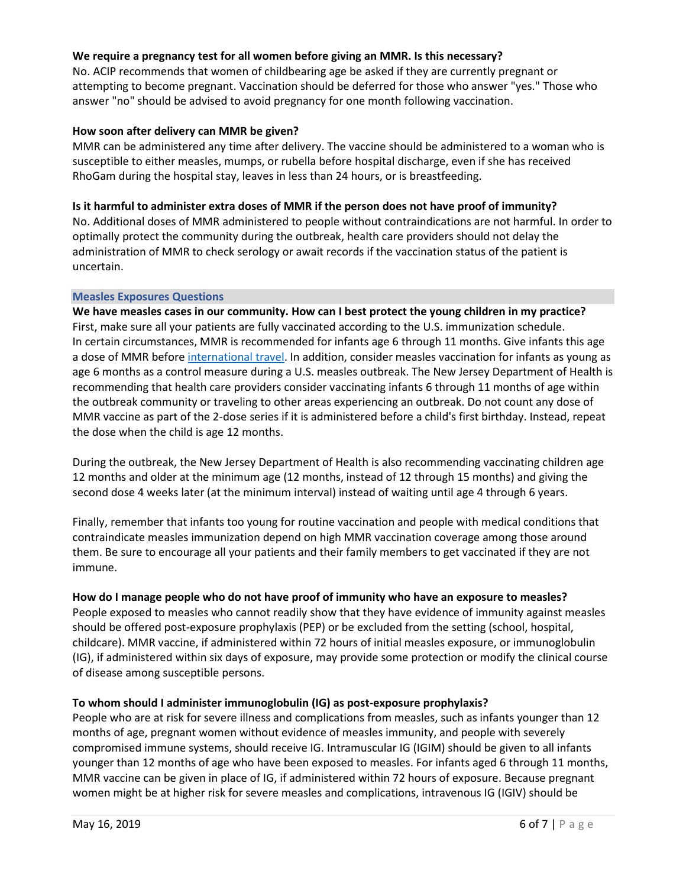**We require a pregnancy test for all women before giving an MMR. Is this necessary?**

No. ACIP recommends that women of childbearing age be asked if they are currently pregnant or attempting to become pregnant. Vaccination should be deferred for those who answer "yes." Those who answer "no" should be advised to avoid pregnancy for one month following vaccination.

**How soon after delivery can MMR be given?**

MMR can be administered any time after delivery. The vaccine should be administered to a woman who is susceptible to either measles, mumps, or rubella before hospital discharge, even if she has received RhoGam during the hospital stay, leaves in less than 24 hours, or is breastfeeding.

**Is it harmful to administer extra doses of MMR if the person does not have proof of immunity?**

No. Additional doses of MMR administered to people without contraindications are not harmful. In order to optimally protect the community during the outbreak, health care providers should not delay the administration of MMR to check serology or await records if the vaccination status of the patient is uncertain.

## Measles Exposures Questions

**We have measles cases in our community. How can I best protect the young children in my practice?**

First, make sure all your patients are fully vaccinated according to the U.S. immunization schedule. In certain circumstances, MMR is recommended for infants age 6 through 11 months. Give infants this age a dose of MMR before [international travel](). In addition, consider measles vaccination for infants as young as age 6 months as a control measure during a U.S. measles outbreak. The New Jersey Department of Health is recommending that health care providers consider vaccinating infants 6 through 11 months of age within the outbreak community or traveling to other areas experiencing an outbreak. Do not count any dose of MMR vaccine as part of the 2-dose series if it is administered before a child's first birthday. Instead, repeat the dose when the child is age 12 months.

During the outbreak, the New Jersey Department of Health is also recommending vaccinating children age 12 months and older at the minimum age (12 months, instead of 12 through 15 months) and giving the second dose 4 weeks later (at the minimum interval) instead of waiting until age 4 through 6 years.

Finally, remember that infants too young for routine vaccination and people with medical conditions that contraindicate measles immunization depend on high MMR vaccination coverage among those around them. Be sure to encourage all your patients and their family members to get vaccinated if they are not immune.

**How do I manage people who do not have proof of immunity who have an exposure to measles?**

People exposed to measles who cannot readily show that they have evidence of immunity against measles should be offered post-exposure prophylaxis (PEP) or be excluded from the setting (school, hospital, childcare). MMR vaccine, if administered within 72 hours of initial measles exposure, or immunoglobulin (IG), if administered within six days of exposure, may provide some protection or modify the clinical course of disease among susceptible persons.

**To whom should I administer immunoglobulin (IG) as post-exposure prophylaxis?**

People who are at risk for severe illness and complications from measles, such as infants younger than 12 months of age, pregnant women without evidence of measles immunity, and people with severely compromised immune systems, should receive IG. Intramuscular IG (IGIM) should be given to all infants younger than 12 months of age who have been exposed to measles. For infants aged 6 through 11 months, MMR vaccine can be given in place of IG, if administered within 72 hours of exposure. Because pregnant women might be at higher risk for severe measles and complications, intravenous IG (IGIV) should be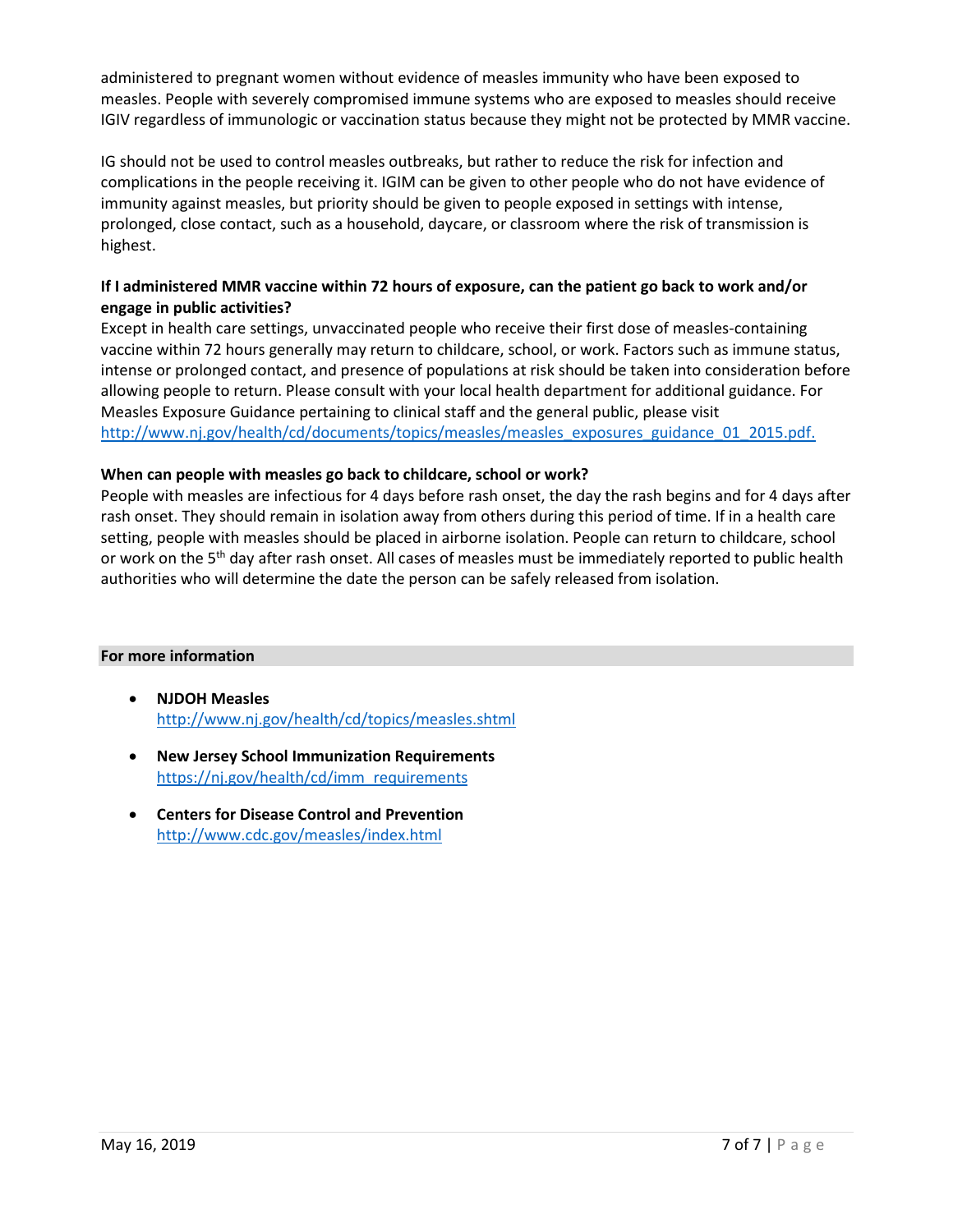administered to pregnant women without evidence of measles immunity who have been exposed to measles. People with severely compromised immune systems who are exposed to measles should receive IGIV regardless of immunologic or vaccination status because they might not be protected by MMR vaccine.

IG should not be used to control measles outbreaks, but rather to reduce the risk for infection and complications in the people receiving it. IGIM can be given to other people who do not have evidence of immunity against measles, but priority should be given to people exposed in settings with intense, prolonged, close contact, such as a household, daycare, or classroom where the risk of transmission is highest.

**If I administered MMR vaccine within 72 hours of exposure, can the patient go back to work and/or engage in public activities?**

Except in health care settings, unvaccinated people who receive their first dose of measles-containing vaccine within 72 hours generally may return to childcare, school, or work. Factors such as immune status, intense or prolonged contact, and presence of populations at risk should be taken into consideration before allowing people to return. Please consult with your local health department for additional guidance. For Measles Exposure Guidance pertaining to clinical staff and the general public, please visit http://www.nj.gov/health/cd/documents/topics/measles/measles_exposures_guidance_01_2015.pdf.

**When can people with measles go back to childcare, school or work?**

People with measles are infectious for 4 days before rash onset, the day the rash begins and for 4 days after rash onset. They should remain in isolation away from others during this period of time. If in a health care setting, people with measles should be placed in airborne isolation. People can return to childcare, school or work on the 5th day after rash onset. All cases of measles must be immediately reported to public health authorities who will determine the date the person can be safely released from isolation.

## For more information

- **NJDOH Measles**
  http://www.nj.gov/health/cd/topics/measles.shtml
- **New Jersey School Immunization Requirements**
  https://nj.gov/health/cd/imm_requirements
- **Centers for Disease Control and Prevention**
  http://www.cdc.gov/measles/index.html

May 16, 2019